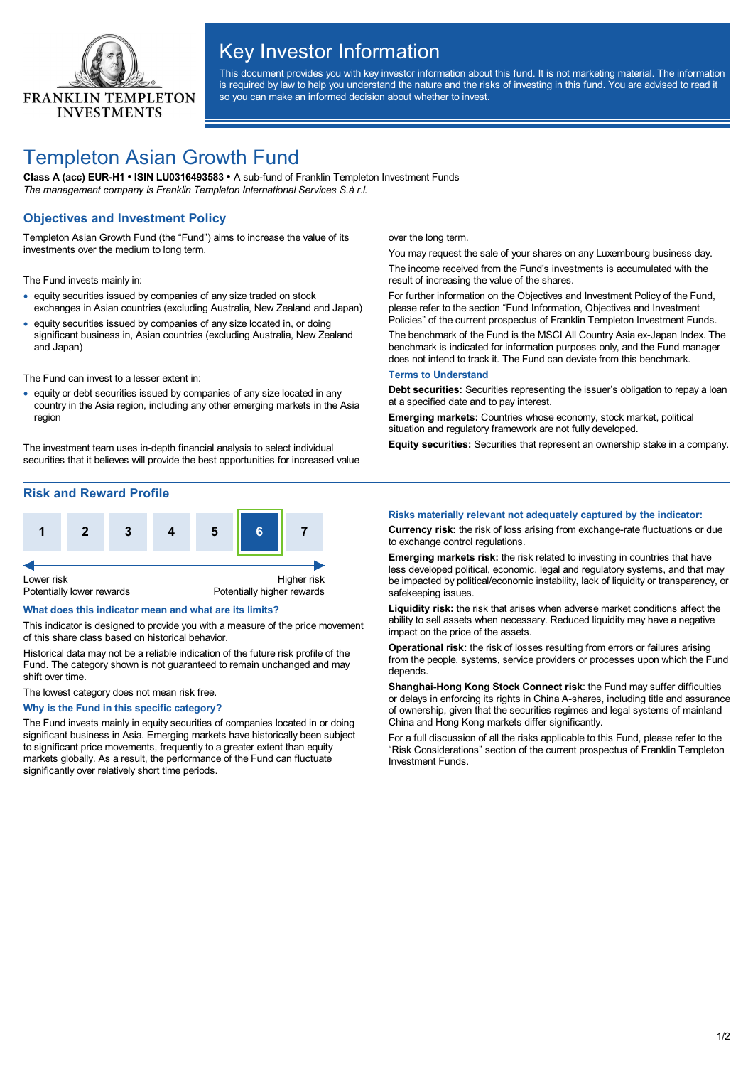# Key Investor Information

This document provides you with key investor information about this fund. It is not marketing material. The information is required by law to help you understand the nature and the risks of investing in this fund. You are advised to read it so you can make an informed decision about whether to invest.

# Templeton Asian Growth Fund

**Class A (acc) EUR-H1 • ISIN LU0316493583 •** A sub-fund of Franklin Templeton Investment Funds

*The management company is Franklin Templeton International Services S.à r.l.*

## Objectives and Investment Policy

Templeton Asian Growth Fund (the "Fund") aims to increase the value of its investments over the medium to long term.

The Fund invests mainly in:

- equity securities issued by companies of any size traded on stock exchanges in Asian countries (excluding Australia, New Zealand and Japan)
- equity securities issued by companies of any size located in, or doing significant business in, Asian countries (excluding Australia, New Zealand and Japan)

The Fund can invest to a lesser extent in:

- equity or debt securities issued by companies of any size located in any country in the Asia region, including any other emerging markets in the Asia region

The investment team uses in-depth financial analysis to select individual securities that it believes will provide the best opportunities for increased value over the long term.

You may request the sale of your shares on any Luxembourg business day.

The income received from the Fund's investments is accumulated with the result of increasing the value of the shares.

For further information on the Objectives and Investment Policy of the Fund, please refer to the section "Fund Information, Objectives and Investment Policies" of the current prospectus of Franklin Templeton Investment Funds.

The benchmark of the Fund is the MSCI All Country Asia ex-Japan Index. The benchmark is indicated for information purposes only, and the Fund manager does not intend to track it. The Fund can deviate from this benchmark.

### Terms to Understand

**Debt securities:** Securities representing the issuer's obligation to repay a loan at a specified date and to pay interest.

**Emerging markets:** Countries whose economy, stock market, political situation and regulatory framework are not fully developed.

**Equity securities:** Securities that represent an ownership stake in a company.

## Risk and Reward Profile

| 1 | 2 | 3 | 4 | 5 | **6** | 7 |
|---|---|---|---|---|---|---|

Lower risk — Potentially lower rewards | Higher risk — Potentially higher rewards

### What does this indicator mean and what are its limits?

This indicator is designed to provide you with a measure of the price movement of this share class based on historical behavior.

Historical data may not be a reliable indication of the future risk profile of the Fund. The category shown is not guaranteed to remain unchanged and may shift over time.

The lowest category does not mean risk free.

### Why is the Fund in this specific category?

The Fund invests mainly in equity securities of companies located in or doing significant business in Asia. Emerging markets have historically been subject to significant price movements, frequently to a greater extent than equity markets globally. As a result, the performance of the Fund can fluctuate significantly over relatively short time periods.

### Risks materially relevant not adequately captured by the indicator:

**Currency risk:** the risk of loss arising from exchange-rate fluctuations or due to exchange control regulations.

**Emerging markets risk:** the risk related to investing in countries that have less developed political, economic, legal and regulatory systems, and that may be impacted by political/economic instability, lack of liquidity or transparency, or safekeeping issues.

**Liquidity risk:** the risk that arises when adverse market conditions affect the ability to sell assets when necessary. Reduced liquidity may have a negative impact on the price of the assets.

**Operational risk:** the risk of losses resulting from errors or failures arising from the people, systems, service providers or processes upon which the Fund depends.

**Shanghai-Hong Kong Stock Connect risk**: the Fund may suffer difficulties or delays in enforcing its rights in China A-shares, including title and assurance of ownership, given that the securities regimes and legal systems of mainland China and Hong Kong markets differ significantly.

For a full discussion of all the risks applicable to this Fund, please refer to the "Risk Considerations" section of the current prospectus of Franklin Templeton Investment Funds.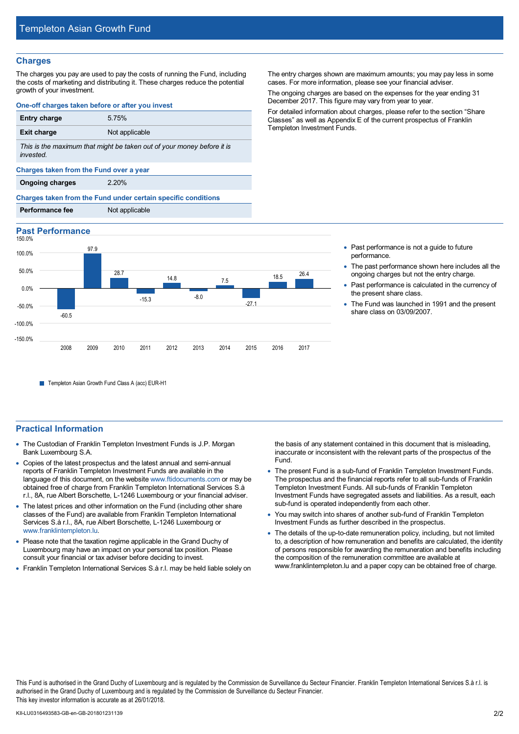# Templeton Asian Growth Fund

## Charges

The charges you pay are used to pay the costs of running the Fund, including the costs of marketing and distributing it. These charges reduce the potential growth of your investment.

**One-off charges taken before or after you invest**

| | |
|---|---|
| **Entry charge** | 5.75% |
| **Exit charge** | Not applicable |
| *This is the maximum that might be taken out of your money before it is invested.* | |

**Charges taken from the Fund over a year**

| | |
|---|---|
| **Ongoing charges** | 2.20% |

**Charges taken from the Fund under certain specific conditions**

| | |
|---|---|
| **Performance fee** | Not applicable |

The entry charges shown are maximum amounts; you may pay less in some cases. For more information, please see your financial adviser.

The ongoing charges are based on the expenses for the year ending 31 December 2017. This figure may vary from year to year.

For detailed information about charges, please refer to the section "Share Classes" as well as Appendix E of the current prospectus of Franklin Templeton Investment Funds.

## Past Performance

150.0%
100.0%
50.0%
0.0%
-50.0%
-100.0%
-150.0%

2008 2009 2010 2011 2012 2013 2014 2015 2016 2017

-60.5 97.9 28.7 -15.3 14.8 -8.0 7.5 -27.1 18.5 26.4

Templeton Asian Growth Fund Class A (acc) EUR-H1

- Past performance is not a guide to future performance.
- The past performance shown here includes all the ongoing charges but not the entry charge.
- Past performance is calculated in the currency of the present share class.
- The Fund was launched in 1991 and the present share class on 03/09/2007.

## Practical Information

- The Custodian of Franklin Templeton Investment Funds is J.P. Morgan Bank Luxembourg S.A.
- Copies of the latest prospectus and the latest annual and semi-annual reports of Franklin Templeton Investment Funds are available in the language of this document, on the website www.ftidocuments.com or may be obtained free of charge from Franklin Templeton International Services S.à r.l., 8A, rue Albert Borschette, L-1246 Luxembourg or your financial adviser.
- The latest prices and other information on the Fund (including other share classes of the Fund) are available from Franklin Templeton International Services S.à r.l., 8A, rue Albert Borschette, L-1246 Luxembourg or www.franklintempleton.lu.
- Please note that the taxation regime applicable in the Grand Duchy of Luxembourg may have an impact on your personal tax position. Please consult your financial or tax adviser before deciding to invest.
- Franklin Templeton International Services S.à r.l. may be held liable solely on the basis of any statement contained in this document that is misleading, inaccurate or inconsistent with the relevant parts of the prospectus of the Fund.
- The present Fund is a sub-fund of Franklin Templeton Investment Funds. The prospectus and the financial reports refer to all sub-funds of Franklin Templeton Investment Funds. All sub-funds of Franklin Templeton Investment Funds have segregated assets and liabilities. As a result, each sub-fund is operated independently from each other.
- You may switch into shares of another sub-fund of Franklin Templeton Investment Funds as further described in the prospectus.
- The details of the up-to-date remuneration policy, including, but not limited to, a description of how remuneration and benefits are calculated, the identity of persons responsible for awarding the remuneration and benefits including the composition of the remuneration committee are available at www.franklintempleton.lu and a paper copy can be obtained free of charge.

This Fund is authorised in the Grand Duchy of Luxembourg and is regulated by the Commission de Surveillance du Secteur Financier. Franklin Templeton International Services S.à r.l. is authorised in the Grand Duchy of Luxembourg and is regulated by the Commission de Surveillance du Secteur Financier.
This key investor information is accurate as at 26/01/2018.

KII-LU0316493583-GB-en-GB-201801231139